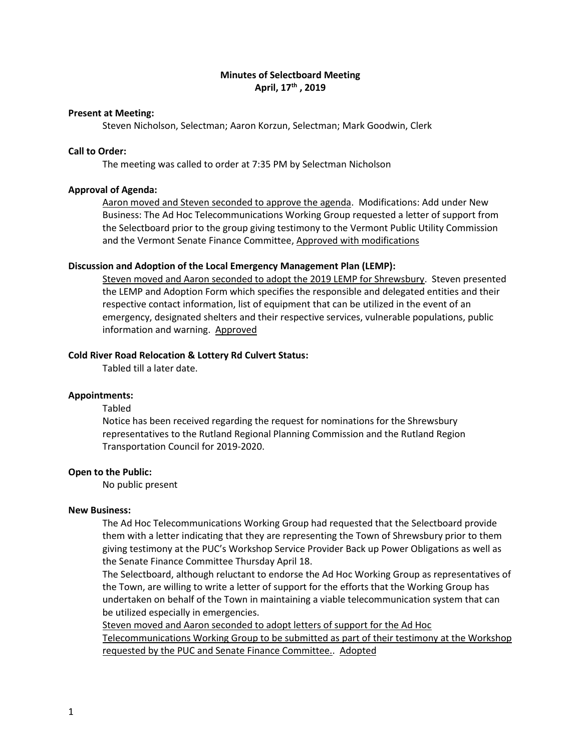# Minutes of Selectboard Meeting
## April, 17th , 2019

**Present at Meeting:**

Steven Nicholson, Selectman; Aaron Korzun, Selectman; Mark Goodwin, Clerk

**Call to Order:**

The meeting was called to order at 7:35 PM by Selectman Nicholson

**Approval of Agenda:**

Aaron moved and Steven seconded to approve the agenda. Modifications: Add under New Business: The Ad Hoc Telecommunications Working Group requested a letter of support from the Selectboard prior to the group giving testimony to the Vermont Public Utility Commission and the Vermont Senate Finance Committee, Approved with modifications

**Discussion and Adoption of the Local Emergency Management Plan (LEMP):**

Steven moved and Aaron seconded to adopt the 2019 LEMP for Shrewsbury. Steven presented the LEMP and Adoption Form which specifies the responsible and delegated entities and their respective contact information, list of equipment that can be utilized in the event of an emergency, designated shelters and their respective services, vulnerable populations, public information and warning. Approved

**Cold River Road Relocation & Lottery Rd Culvert Status:**

Tabled till a later date.

**Appointments:**

Tabled

Notice has been received regarding the request for nominations for the Shrewsbury representatives to the Rutland Regional Planning Commission and the Rutland Region Transportation Council for 2019-2020.

**Open to the Public:**

No public present

**New Business:**

The Ad Hoc Telecommunications Working Group had requested that the Selectboard provide them with a letter indicating that they are representing the Town of Shrewsbury prior to them giving testimony at the PUC's Workshop Service Provider Back up Power Obligations as well as the Senate Finance Committee Thursday April 18.

The Selectboard, although reluctant to endorse the Ad Hoc Working Group as representatives of the Town, are willing to write a letter of support for the efforts that the Working Group has undertaken on behalf of the Town in maintaining a viable telecommunication system that can be utilized especially in emergencies.

Steven moved and Aaron seconded to adopt letters of support for the Ad Hoc Telecommunications Working Group to be submitted as part of their testimony at the Workshop requested by the PUC and Senate Finance Committee.. Adopted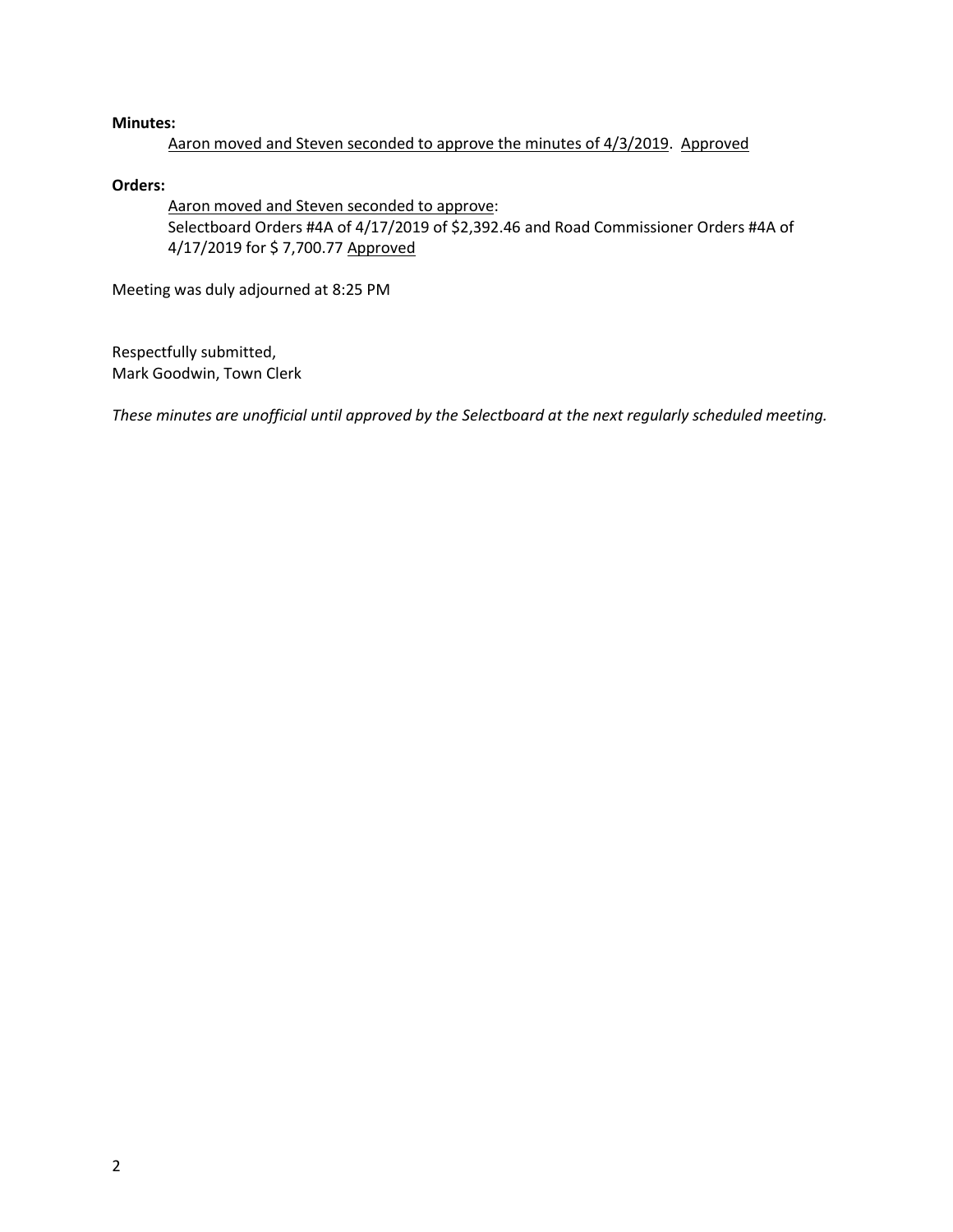**Minutes:**

Aaron moved and Steven seconded to approve the minutes of 4/3/2019. Approved

**Orders:**

Aaron moved and Steven seconded to approve:
Selectboard Orders #4A of 4/17/2019 of $2,392.46 and Road Commissioner Orders #4A of 4/17/2019 for $ 7,700.77 Approved

Meeting was duly adjourned at 8:25 PM

Respectfully submitted,
Mark Goodwin, Town Clerk

*These minutes are unofficial until approved by the Selectboard at the next regularly scheduled meeting.*